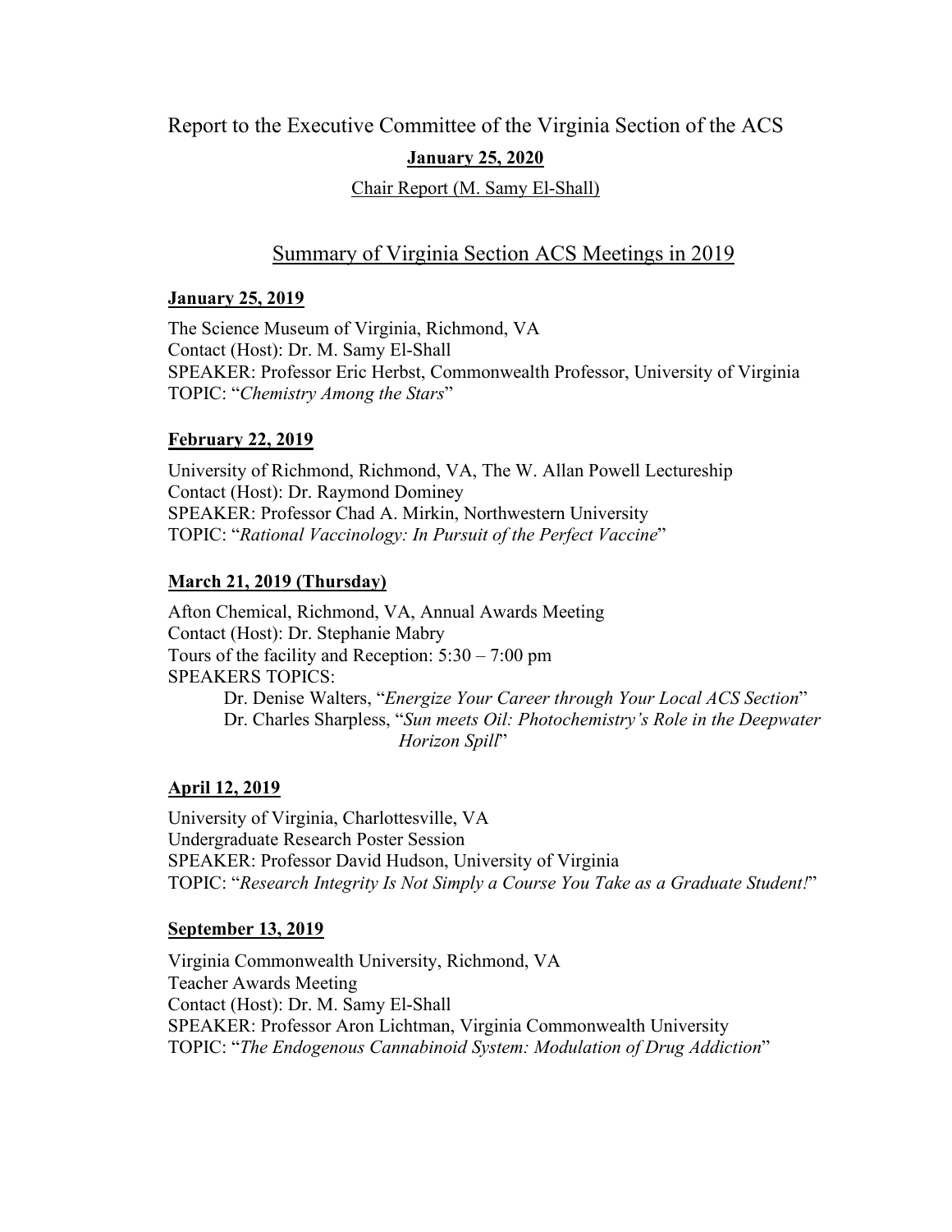Report to the Executive Committee of the Virginia Section of the ACS

**January 25, 2020**

Chair Report (M. Samy El-Shall)

## Summary of Virginia Section ACS Meetings in 2019

### January 25, 2019

The Science Museum of Virginia, Richmond, VA
Contact (Host): Dr. M. Samy El-Shall
SPEAKER: Professor Eric Herbst, Commonwealth Professor, University of Virginia
TOPIC: "*Chemistry Among the Stars*"

### February 22, 2019

University of Richmond, Richmond, VA, The W. Allan Powell Lectureship
Contact (Host): Dr. Raymond Dominey
SPEAKER: Professor Chad A. Mirkin, Northwestern University
TOPIC: "*Rational Vaccinology: In Pursuit of the Perfect Vaccine*"

### March 21, 2019 (Thursday)

Afton Chemical, Richmond, VA, Annual Awards Meeting
Contact (Host): Dr. Stephanie Mabry
Tours of the facility and Reception: 5:30 – 7:00 pm
SPEAKERS TOPICS:

Dr. Denise Walters, "*Energize Your Career through Your Local ACS Section*"
Dr. Charles Sharpless, "*Sun meets Oil: Photochemistry's Role in the Deepwater Horizon Spill*"

### April 12, 2019

University of Virginia, Charlottesville, VA
Undergraduate Research Poster Session
SPEAKER: Professor David Hudson, University of Virginia
TOPIC: "*Research Integrity Is Not Simply a Course You Take as a Graduate Student!*"

### September 13, 2019

Virginia Commonwealth University, Richmond, VA
Teacher Awards Meeting
Contact (Host): Dr. M. Samy El-Shall
SPEAKER: Professor Aron Lichtman, Virginia Commonwealth University
TOPIC: "*The Endogenous Cannabinoid System: Modulation of Drug Addiction*"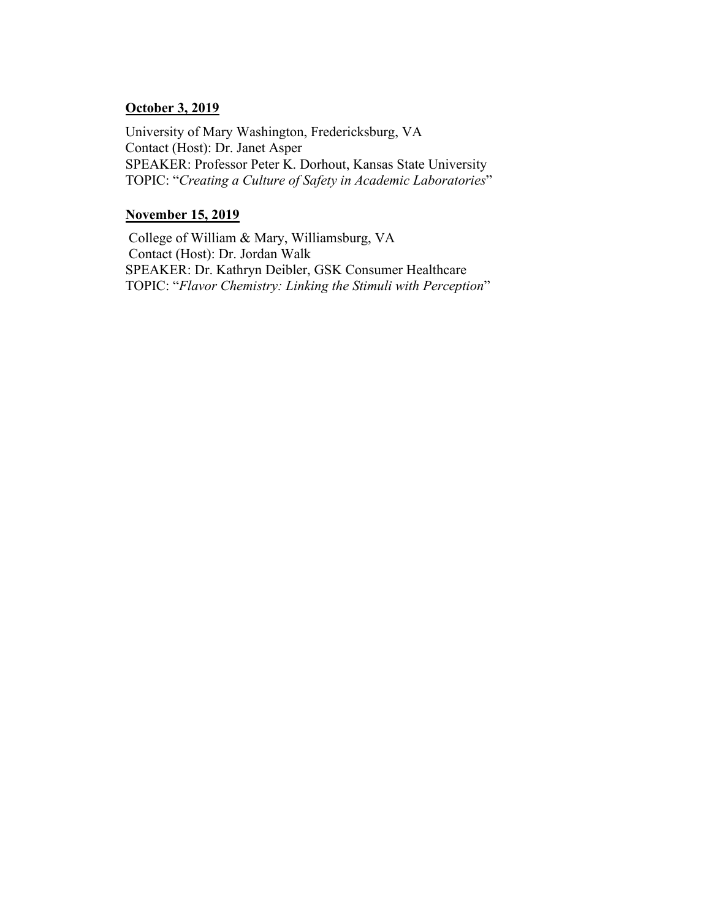**October 3, 2019**

University of Mary Washington, Fredericksburg, VA
Contact (Host): Dr. Janet Asper
SPEAKER: Professor Peter K. Dorhout, Kansas State University
TOPIC: "*Creating a Culture of Safety in Academic Laboratories*"

**November 15, 2019**

College of William & Mary, Williamsburg, VA
Contact (Host): Dr. Jordan Walk
SPEAKER: Dr. Kathryn Deibler, GSK Consumer Healthcare
TOPIC: "*Flavor Chemistry: Linking the Stimuli with Perception*"